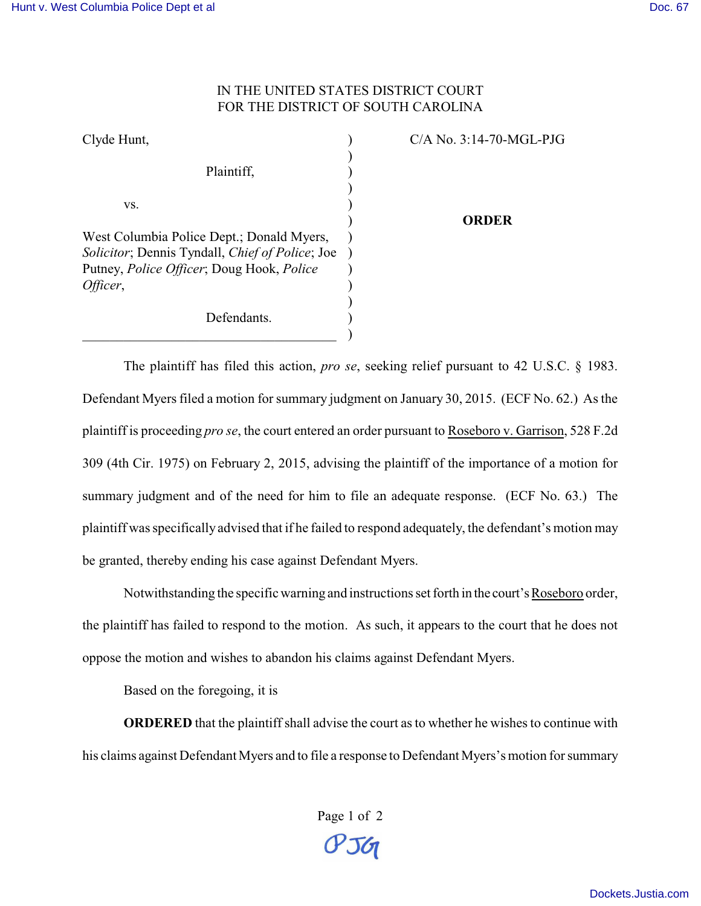IN THE UNITED STATES DISTRICT COURT
FOR THE DISTRICT OF SOUTH CAROLINA

| | |
|---|---|
| Clyde Hunt,<br><br>Plaintiff,<br><br>vs.<br><br>West Columbia Police Dept.; Donald Myers, *Solicitor*; Dennis Tyndall, *Chief of Police*; Joe Putney, *Police Officer*; Doug Hook, *Police Officer*,<br><br>Defendants. | C/A No. 3:14-70-MGL-PJG<br><br>**ORDER** |

The plaintiff has filed this action, *pro se*, seeking relief pursuant to 42 U.S.C. § 1983. Defendant Myers filed a motion for summary judgment on January 30, 2015. (ECF No. 62.) As the plaintiff is proceeding *pro se*, the court entered an order pursuant to Roseboro v. Garrison, 528 F.2d 309 (4th Cir. 1975) on February 2, 2015, advising the plaintiff of the importance of a motion for summary judgment and of the need for him to file an adequate response. (ECF No. 63.) The plaintiff was specifically advised that if he failed to respond adequately, the defendant's motion may be granted, thereby ending his case against Defendant Myers.

Notwithstanding the specific warning and instructions set forth in the court's Roseboro order, the plaintiff has failed to respond to the motion. As such, it appears to the court that he does not oppose the motion and wishes to abandon his claims against Defendant Myers.

Based on the foregoing, it is

**ORDERED** that the plaintiff shall advise the court as to whether he wishes to continue with his claims against Defendant Myers and to file a response to Defendant Myers's motion for summary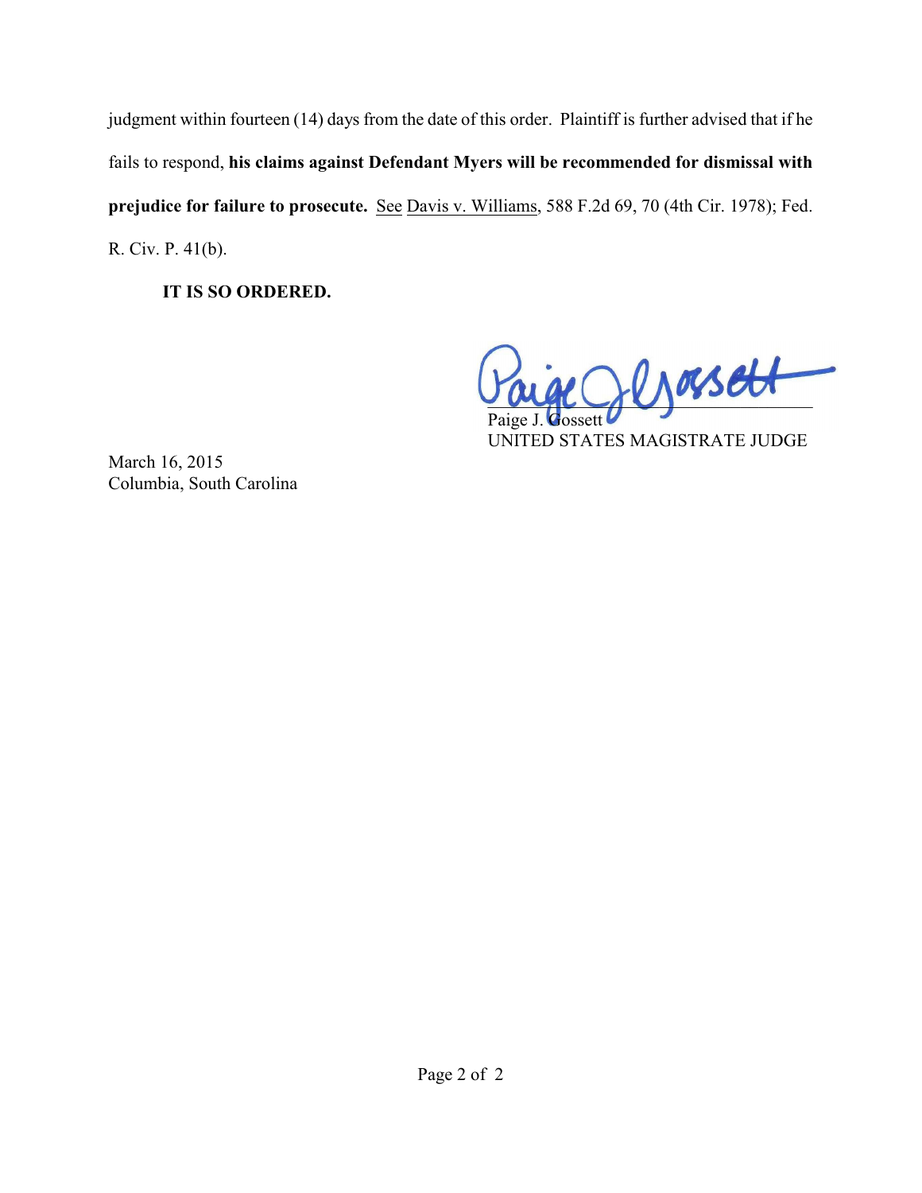judgment within fourteen (14) days from the date of this order. Plaintiff is further advised that if he fails to respond, **his claims against Defendant Myers will be recommended for dismissal with prejudice for failure to prosecute.** See Davis v. Williams, 588 F.2d 69, 70 (4th Cir. 1978); Fed. R. Civ. P. 41(b).

**IT IS SO ORDERED.**

Paige J. Gossett
UNITED STATES MAGISTRATE JUDGE

March 16, 2015
Columbia, South Carolina